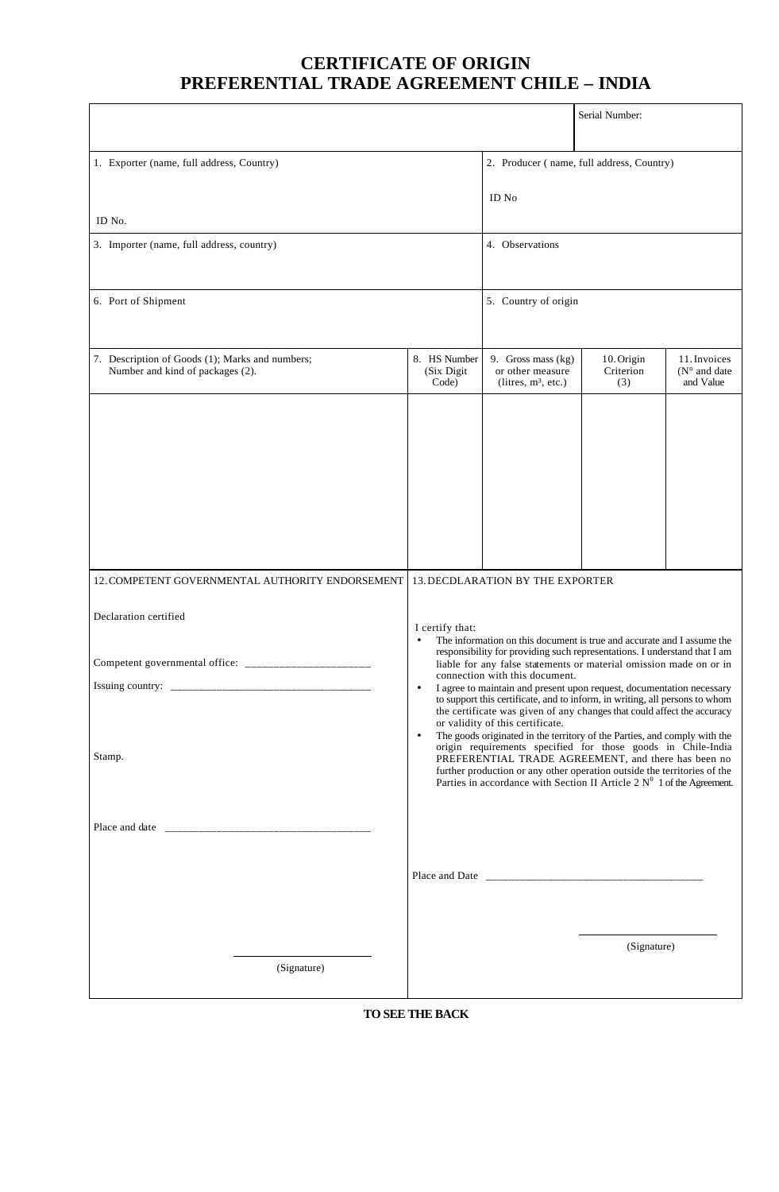# CERTIFICATE OF ORIGIN
# PREFERENTIAL TRADE AGREEMENT CHILE – INDIA

| | Serial Number: |
|---|---|

| 1. Exporter (name, full address, Country) | 2. Producer ( name, full address, Country) |
|---|---|
| ID No. | ID No |
| 3. Importer (name, full address, country) | 4. Observations |
| 6. Port of Shipment | 5. Country of origin |

| 7. Description of Goods (1); Marks and numbers; Number and kind of packages (2). | 8. HS Number (Six Digit Code) | 9. Gross mass (kg) or other measure (litres, m³, etc.) | 10. Origin Criterion (3) | 11. Invoices (N° and date and Value |
|---|---|---|---|---|
| | | | | |

| 12. COMPETENT GOVERNMENTAL AUTHORITY ENDORSEMENT | 13. DECDLARATION BY THE EXPORTER |
|---|---|
| Declaration certified<br><br>Competent governmental office: ______________________<br><br>Issuing country: ___________________________________<br><br>Stamp.<br><br>Place and date ___________________________________<br><br>______________________<br>(Signature) | I certify that:<br>• The information on this document is true and accurate and I assume the responsibility for providing such representations. I understand that I am liable for any false statements or material omission made on or in connection with this document.<br>• I agree to maintain and present upon request, documentation necessary to support this certificate, and to inform, in writing, all persons to whom the certificate was given of any changes that could affect the accuracy or validity of this certificate.<br>• The goods originated in the territory of the Parties, and comply with the origin requirements specified for those goods in Chile-India PREFERENTIAL TRADE AGREEMENT, and there has been no further production or any other operation outside the territories of the Parties in accordance with Section II Article 2 N⁰ 1 of the Agreement.<br><br>Place and Date ______________________________________<br><br>______________________<br>(Signature) |

**TO SEE THE BACK**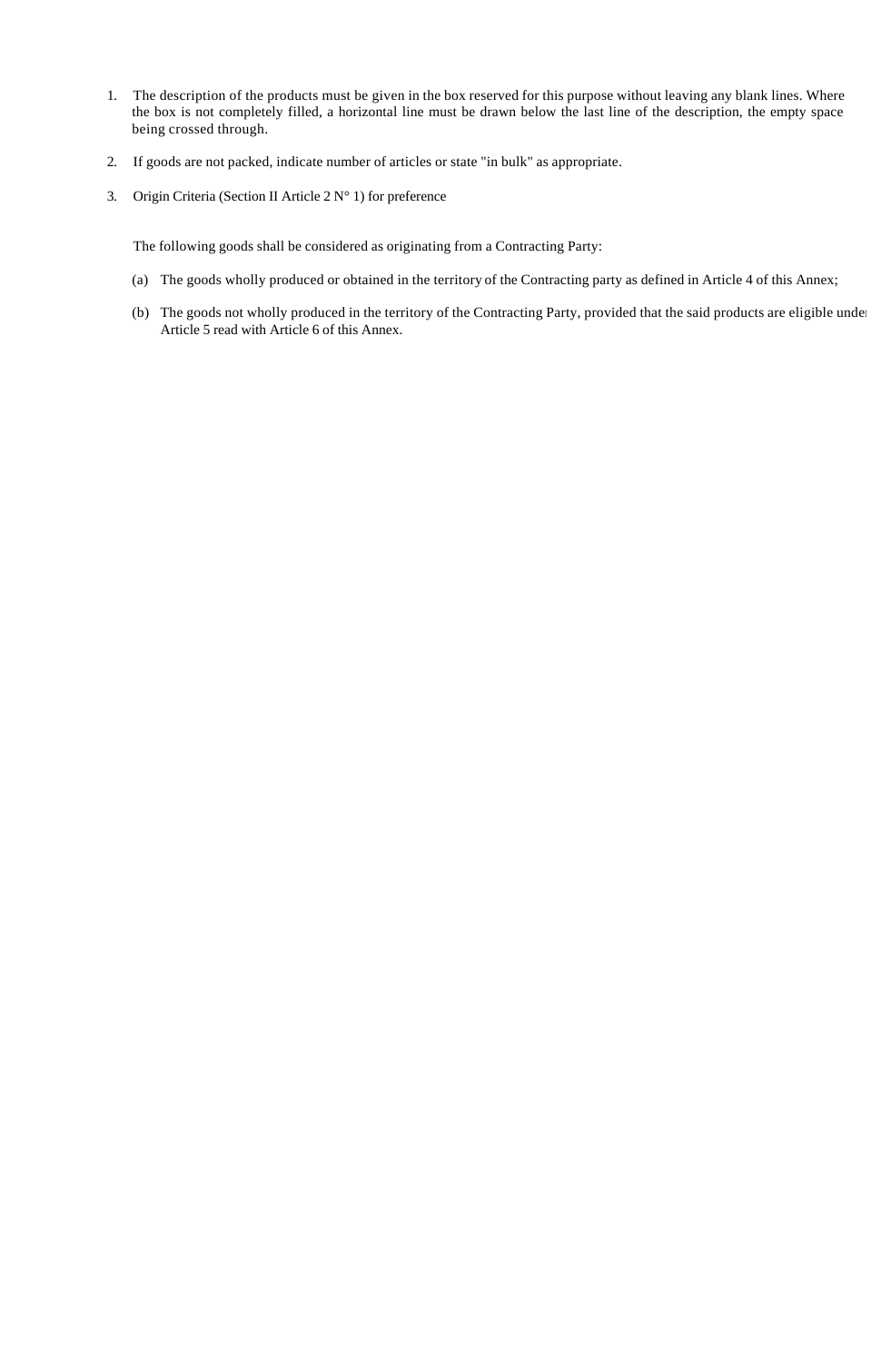1. The description of the products must be given in the box reserved for this purpose without leaving any blank lines. Where the box is not completely filled, a horizontal line must be drawn below the last line of the description, the empty space being crossed through.

2. If goods are not packed, indicate number of articles or state "in bulk" as appropriate.

3. Origin Criteria (Section II Article 2 N° 1) for preference

   The following goods shall be considered as originating from a Contracting Party:

   (a) The goods wholly produced or obtained in the territory of the Contracting party as defined in Article 4 of this Annex;

   (b) The goods not wholly produced in the territory of the Contracting Party, provided that the said products are eligible under Article 5 read with Article 6 of this Annex.